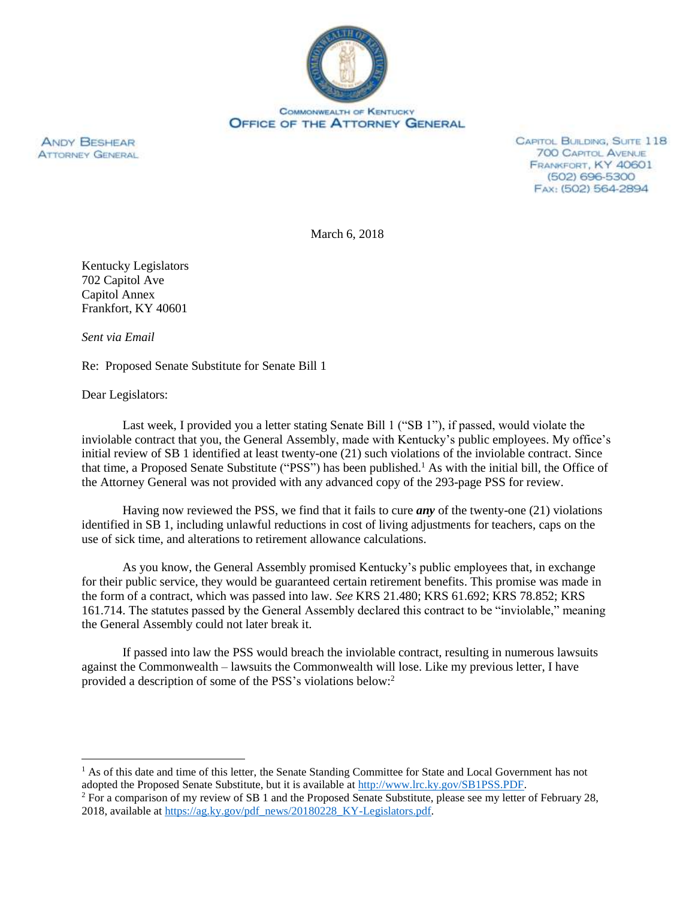COMMONWEALTH OF KENTUCKY
OFFICE OF THE ATTORNEY GENERAL

ANDY BESHEAR
ATTORNEY GENERAL

CAPITOL BUILDING, SUITE 118
700 CAPITOL AVENUE
FRANKFORT, KY 40601
(502) 696-5300
FAX: (502) 564-2894

March 6, 2018

Kentucky Legislators
702 Capitol Ave
Capitol Annex
Frankfort, KY 40601

*Sent via Email*

Re: Proposed Senate Substitute for Senate Bill 1

Dear Legislators:

Last week, I provided you a letter stating Senate Bill 1 ("SB 1"), if passed, would violate the inviolable contract that you, the General Assembly, made with Kentucky's public employees. My office's initial review of SB 1 identified at least twenty-one (21) such violations of the inviolable contract. Since that time, a Proposed Senate Substitute ("PSS") has been published.[1] As with the initial bill, the Office of the Attorney General was not provided with any advanced copy of the 293-page PSS for review.

Having now reviewed the PSS, we find that it fails to cure ***any*** of the twenty-one (21) violations identified in SB 1, including unlawful reductions in cost of living adjustments for teachers, caps on the use of sick time, and alterations to retirement allowance calculations.

As you know, the General Assembly promised Kentucky's public employees that, in exchange for their public service, they would be guaranteed certain retirement benefits. This promise was made in the form of a contract, which was passed into law. *See* KRS 21.480; KRS 61.692; KRS 78.852; KRS 161.714. The statutes passed by the General Assembly declared this contract to be "inviolable," meaning the General Assembly could not later break it.

If passed into law the PSS would breach the inviolable contract, resulting in numerous lawsuits against the Commonwealth – lawsuits the Commonwealth will lose. Like my previous letter, I have provided a description of some of the PSS's violations below:[2]

---

[1] As of this date and time of this letter, the Senate Standing Committee for State and Local Government has not adopted the Proposed Senate Substitute, but it is available at http://www.lrc.ky.gov/SB1PSS.PDF.

[2] For a comparison of my review of SB 1 and the Proposed Senate Substitute, please see my letter of February 28, 2018, available at https://ag.ky.gov/pdf_news/20180228_KY-Legislators.pdf.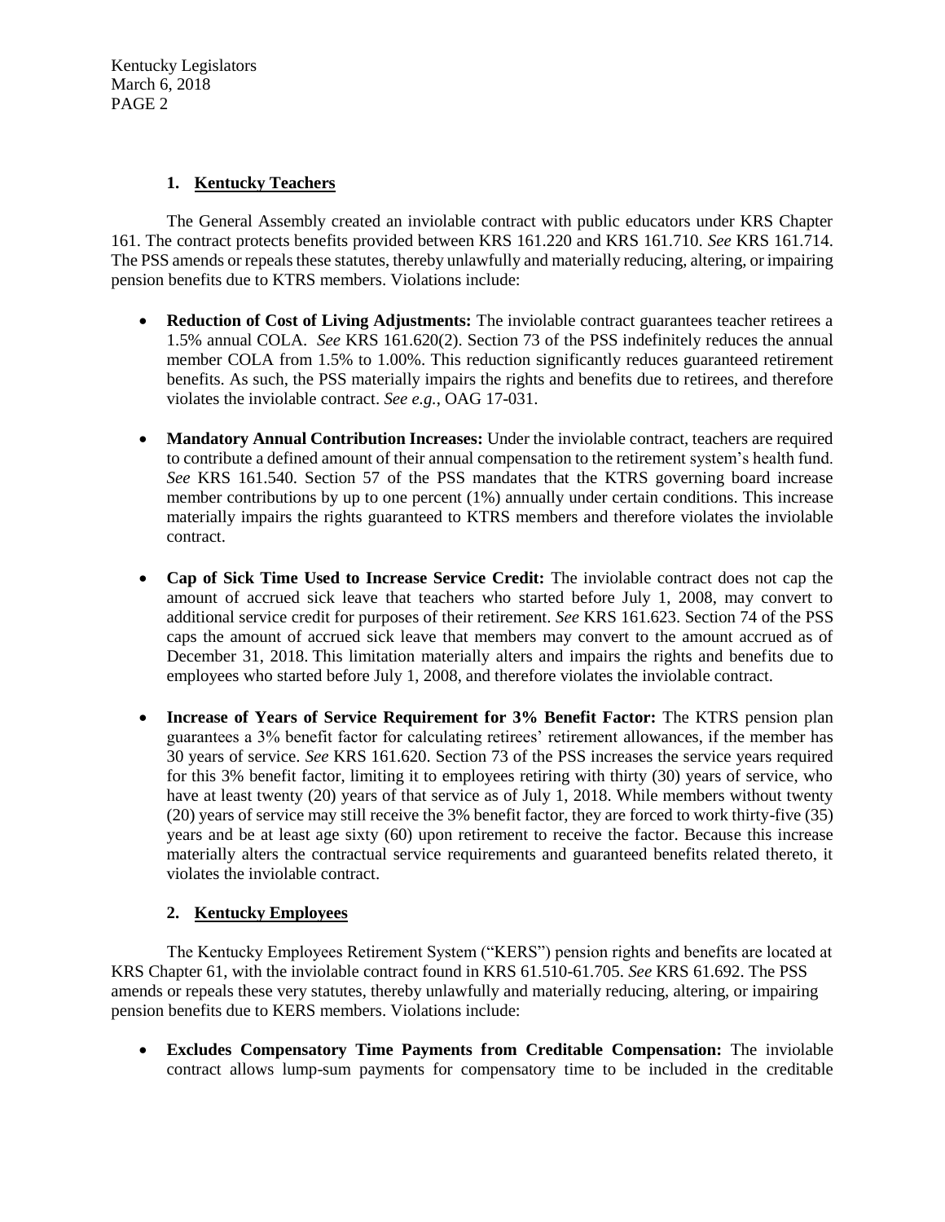## 1. Kentucky Teachers

The General Assembly created an inviolable contract with public educators under KRS Chapter 161. The contract protects benefits provided between KRS 161.220 and KRS 161.710. *See* KRS 161.714. The PSS amends or repeals these statutes, thereby unlawfully and materially reducing, altering, or impairing pension benefits due to KTRS members. Violations include:

- **Reduction of Cost of Living Adjustments:** The inviolable contract guarantees teacher retirees a 1.5% annual COLA. *See* KRS 161.620(2). Section 73 of the PSS indefinitely reduces the annual member COLA from 1.5% to 1.00%. This reduction significantly reduces guaranteed retirement benefits. As such, the PSS materially impairs the rights and benefits due to retirees, and therefore violates the inviolable contract. *See e.g.*, OAG 17-031.
- **Mandatory Annual Contribution Increases:** Under the inviolable contract, teachers are required to contribute a defined amount of their annual compensation to the retirement system's health fund. *See* KRS 161.540. Section 57 of the PSS mandates that the KTRS governing board increase member contributions by up to one percent (1%) annually under certain conditions. This increase materially impairs the rights guaranteed to KTRS members and therefore violates the inviolable contract.
- **Cap of Sick Time Used to Increase Service Credit:** The inviolable contract does not cap the amount of accrued sick leave that teachers who started before July 1, 2008, may convert to additional service credit for purposes of their retirement. *See* KRS 161.623. Section 74 of the PSS caps the amount of accrued sick leave that members may convert to the amount accrued as of December 31, 2018. This limitation materially alters and impairs the rights and benefits due to employees who started before July 1, 2008, and therefore violates the inviolable contract.
- **Increase of Years of Service Requirement for 3% Benefit Factor:** The KTRS pension plan guarantees a 3% benefit factor for calculating retirees' retirement allowances, if the member has 30 years of service. *See* KRS 161.620. Section 73 of the PSS increases the service years required for this 3% benefit factor, limiting it to employees retiring with thirty (30) years of service, who have at least twenty (20) years of that service as of July 1, 2018. While members without twenty (20) years of service may still receive the 3% benefit factor, they are forced to work thirty-five (35) years and be at least age sixty (60) upon retirement to receive the factor. Because this increase materially alters the contractual service requirements and guaranteed benefits related thereto, it violates the inviolable contract.

## 2. Kentucky Employees

The Kentucky Employees Retirement System ("KERS") pension rights and benefits are located at KRS Chapter 61, with the inviolable contract found in KRS 61.510-61.705. *See* KRS 61.692. The PSS amends or repeals these very statutes, thereby unlawfully and materially reducing, altering, or impairing pension benefits due to KERS members. Violations include:

- **Excludes Compensatory Time Payments from Creditable Compensation:** The inviolable contract allows lump-sum payments for compensatory time to be included in the creditable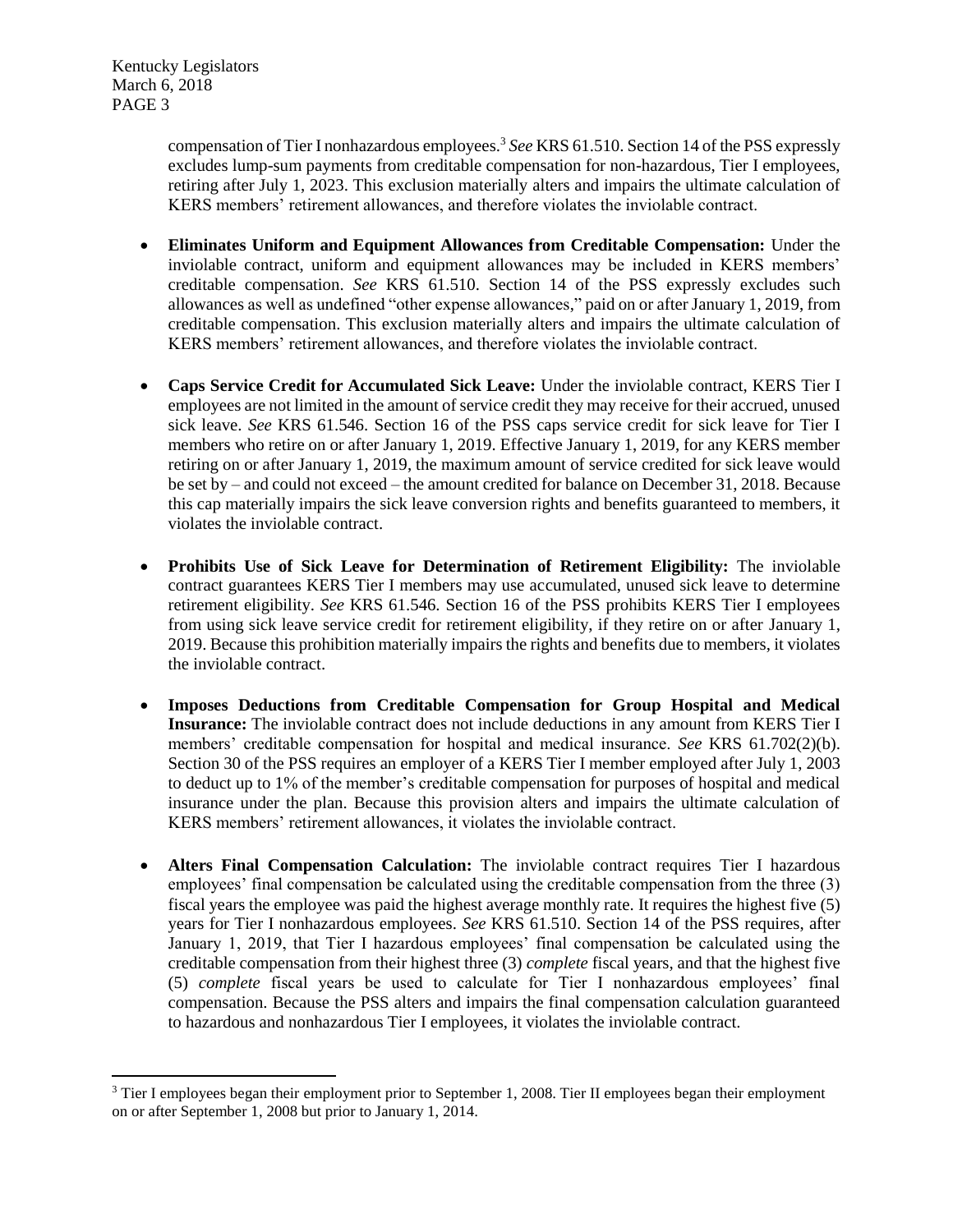compensation of Tier I nonhazardous employees.[3] *See* KRS 61.510. Section 14 of the PSS expressly excludes lump-sum payments from creditable compensation for non-hazardous, Tier I employees, retiring after July 1, 2023. This exclusion materially alters and impairs the ultimate calculation of KERS members' retirement allowances, and therefore violates the inviolable contract.

- **Eliminates Uniform and Equipment Allowances from Creditable Compensation:** Under the inviolable contract, uniform and equipment allowances may be included in KERS members' creditable compensation. *See* KRS 61.510. Section 14 of the PSS expressly excludes such allowances as well as undefined "other expense allowances," paid on or after January 1, 2019, from creditable compensation. This exclusion materially alters and impairs the ultimate calculation of KERS members' retirement allowances, and therefore violates the inviolable contract.

- **Caps Service Credit for Accumulated Sick Leave:** Under the inviolable contract, KERS Tier I employees are not limited in the amount of service credit they may receive for their accrued, unused sick leave. *See* KRS 61.546. Section 16 of the PSS caps service credit for sick leave for Tier I members who retire on or after January 1, 2019. Effective January 1, 2019, for any KERS member retiring on or after January 1, 2019, the maximum amount of service credited for sick leave would be set by – and could not exceed – the amount credited for balance on December 31, 2018. Because this cap materially impairs the sick leave conversion rights and benefits guaranteed to members, it violates the inviolable contract.

- **Prohibits Use of Sick Leave for Determination of Retirement Eligibility:** The inviolable contract guarantees KERS Tier I members may use accumulated, unused sick leave to determine retirement eligibility. *See* KRS 61.546. Section 16 of the PSS prohibits KERS Tier I employees from using sick leave service credit for retirement eligibility, if they retire on or after January 1, 2019. Because this prohibition materially impairs the rights and benefits due to members, it violates the inviolable contract.

- **Imposes Deductions from Creditable Compensation for Group Hospital and Medical Insurance:** The inviolable contract does not include deductions in any amount from KERS Tier I members' creditable compensation for hospital and medical insurance. *See* KRS 61.702(2)(b). Section 30 of the PSS requires an employer of a KERS Tier I member employed after July 1, 2003 to deduct up to 1% of the member's creditable compensation for purposes of hospital and medical insurance under the plan. Because this provision alters and impairs the ultimate calculation of KERS members' retirement allowances, it violates the inviolable contract.

- **Alters Final Compensation Calculation:** The inviolable contract requires Tier I hazardous employees' final compensation be calculated using the creditable compensation from the three (3) fiscal years the employee was paid the highest average monthly rate. It requires the highest five (5) years for Tier I nonhazardous employees. *See* KRS 61.510. Section 14 of the PSS requires, after January 1, 2019, that Tier I hazardous employees' final compensation be calculated using the creditable compensation from their highest three (3) *complete* fiscal years, and that the highest five (5) *complete* fiscal years be used to calculate for Tier I nonhazardous employees' final compensation. Because the PSS alters and impairs the final compensation calculation guaranteed to hazardous and nonhazardous Tier I employees, it violates the inviolable contract.

---

[3] Tier I employees began their employment prior to September 1, 2008. Tier II employees began their employment on or after September 1, 2008 but prior to January 1, 2014.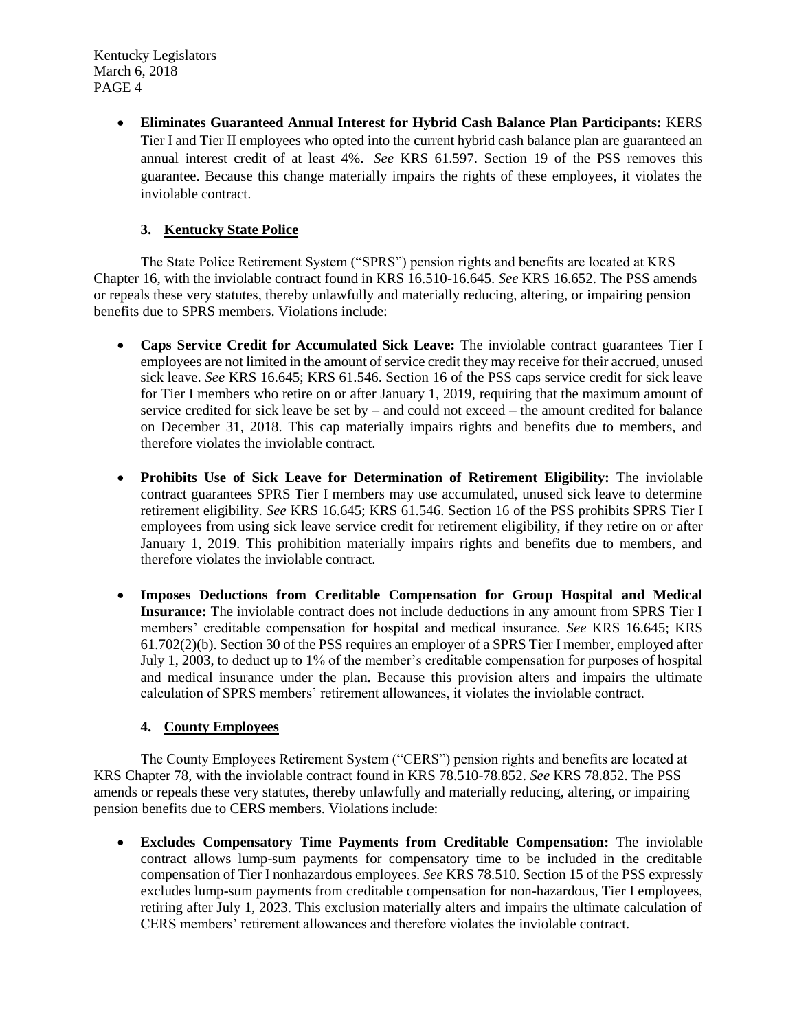- **Eliminates Guaranteed Annual Interest for Hybrid Cash Balance Plan Participants:** KERS Tier I and Tier II employees who opted into the current hybrid cash balance plan are guaranteed an annual interest credit of at least 4%. *See* KRS 61.597. Section 19 of the PSS removes this guarantee. Because this change materially impairs the rights of these employees, it violates the inviolable contract.

### 3. Kentucky State Police

The State Police Retirement System ("SPRS") pension rights and benefits are located at KRS Chapter 16, with the inviolable contract found in KRS 16.510-16.645. *See* KRS 16.652. The PSS amends or repeals these very statutes, thereby unlawfully and materially reducing, altering, or impairing pension benefits due to SPRS members. Violations include:

- **Caps Service Credit for Accumulated Sick Leave:** The inviolable contract guarantees Tier I employees are not limited in the amount of service credit they may receive for their accrued, unused sick leave. *See* KRS 16.645; KRS 61.546. Section 16 of the PSS caps service credit for sick leave for Tier I members who retire on or after January 1, 2019, requiring that the maximum amount of service credited for sick leave be set by – and could not exceed – the amount credited for balance on December 31, 2018. This cap materially impairs rights and benefits due to members, and therefore violates the inviolable contract.
- **Prohibits Use of Sick Leave for Determination of Retirement Eligibility:** The inviolable contract guarantees SPRS Tier I members may use accumulated, unused sick leave to determine retirement eligibility. *See* KRS 16.645; KRS 61.546. Section 16 of the PSS prohibits SPRS Tier I employees from using sick leave service credit for retirement eligibility, if they retire on or after January 1, 2019. This prohibition materially impairs rights and benefits due to members, and therefore violates the inviolable contract.
- **Imposes Deductions from Creditable Compensation for Group Hospital and Medical Insurance:** The inviolable contract does not include deductions in any amount from SPRS Tier I members' creditable compensation for hospital and medical insurance. *See* KRS 16.645; KRS 61.702(2)(b). Section 30 of the PSS requires an employer of a SPRS Tier I member, employed after July 1, 2003, to deduct up to 1% of the member's creditable compensation for purposes of hospital and medical insurance under the plan. Because this provision alters and impairs the ultimate calculation of SPRS members' retirement allowances, it violates the inviolable contract.

### 4. County Employees

The County Employees Retirement System ("CERS") pension rights and benefits are located at KRS Chapter 78, with the inviolable contract found in KRS 78.510-78.852. *See* KRS 78.852. The PSS amends or repeals these very statutes, thereby unlawfully and materially reducing, altering, or impairing pension benefits due to CERS members. Violations include:

- **Excludes Compensatory Time Payments from Creditable Compensation:** The inviolable contract allows lump-sum payments for compensatory time to be included in the creditable compensation of Tier I nonhazardous employees. *See* KRS 78.510. Section 15 of the PSS expressly excludes lump-sum payments from creditable compensation for non-hazardous, Tier I employees, retiring after July 1, 2023. This exclusion materially alters and impairs the ultimate calculation of CERS members' retirement allowances and therefore violates the inviolable contract.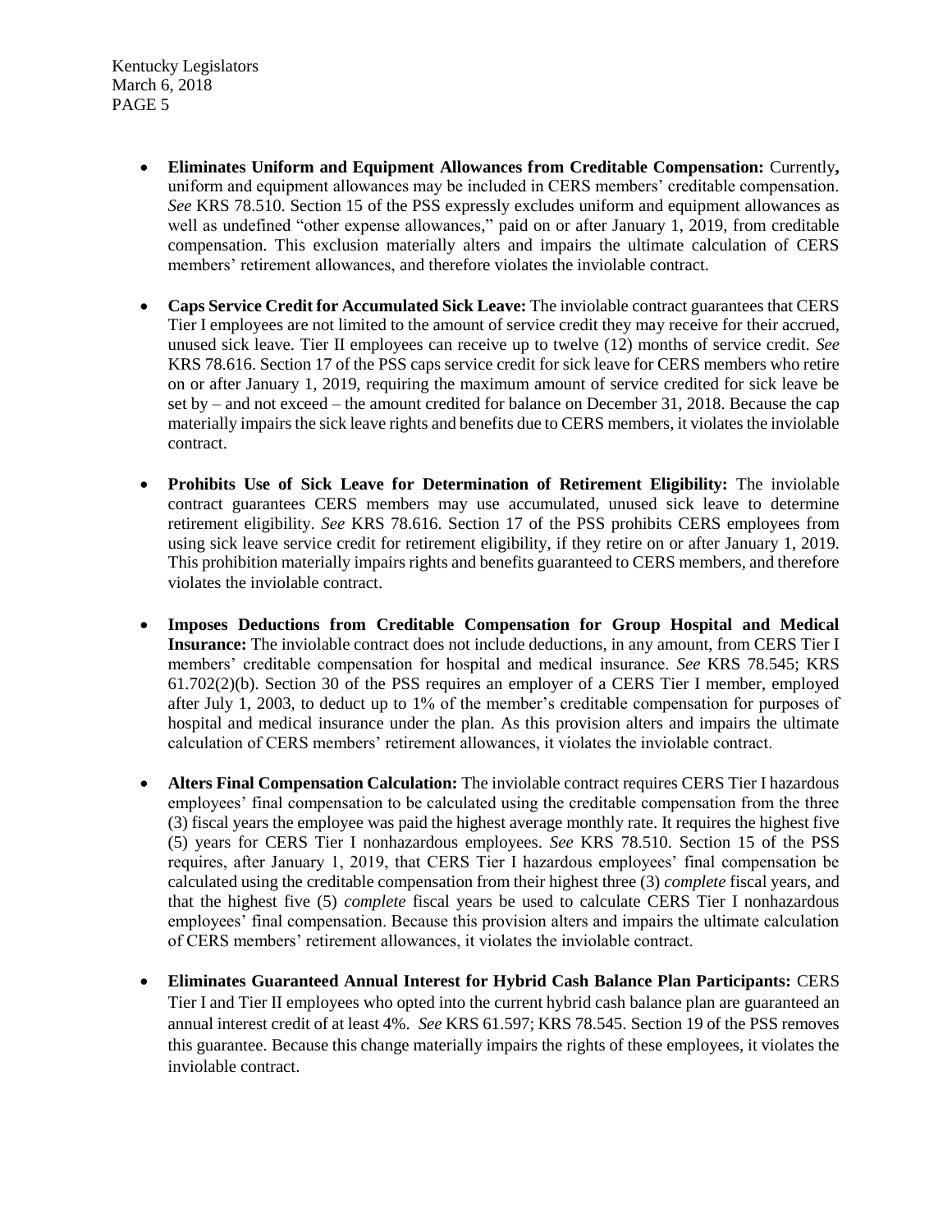- **Eliminates Uniform and Equipment Allowances from Creditable Compensation:** Currently**,** uniform and equipment allowances may be included in CERS members' creditable compensation. *See* KRS 78.510. Section 15 of the PSS expressly excludes uniform and equipment allowances as well as undefined "other expense allowances," paid on or after January 1, 2019, from creditable compensation. This exclusion materially alters and impairs the ultimate calculation of CERS members' retirement allowances, and therefore violates the inviolable contract.

- **Caps Service Credit for Accumulated Sick Leave:** The inviolable contract guarantees that CERS Tier I employees are not limited to the amount of service credit they may receive for their accrued, unused sick leave. Tier II employees can receive up to twelve (12) months of service credit. *See* KRS 78.616. Section 17 of the PSS caps service credit for sick leave for CERS members who retire on or after January 1, 2019, requiring the maximum amount of service credited for sick leave be set by – and not exceed – the amount credited for balance on December 31, 2018. Because the cap materially impairs the sick leave rights and benefits due to CERS members, it violates the inviolable contract.

- **Prohibits Use of Sick Leave for Determination of Retirement Eligibility:** The inviolable contract guarantees CERS members may use accumulated, unused sick leave to determine retirement eligibility. *See* KRS 78.616. Section 17 of the PSS prohibits CERS employees from using sick leave service credit for retirement eligibility, if they retire on or after January 1, 2019. This prohibition materially impairs rights and benefits guaranteed to CERS members, and therefore violates the inviolable contract.

- **Imposes Deductions from Creditable Compensation for Group Hospital and Medical Insurance:** The inviolable contract does not include deductions, in any amount, from CERS Tier I members' creditable compensation for hospital and medical insurance. *See* KRS 78.545; KRS 61.702(2)(b). Section 30 of the PSS requires an employer of a CERS Tier I member, employed after July 1, 2003, to deduct up to 1% of the member's creditable compensation for purposes of hospital and medical insurance under the plan. As this provision alters and impairs the ultimate calculation of CERS members' retirement allowances, it violates the inviolable contract.

- **Alters Final Compensation Calculation:** The inviolable contract requires CERS Tier I hazardous employees' final compensation to be calculated using the creditable compensation from the three (3) fiscal years the employee was paid the highest average monthly rate. It requires the highest five (5) years for CERS Tier I nonhazardous employees. *See* KRS 78.510. Section 15 of the PSS requires, after January 1, 2019, that CERS Tier I hazardous employees' final compensation be calculated using the creditable compensation from their highest three (3) *complete* fiscal years, and that the highest five (5) *complete* fiscal years be used to calculate CERS Tier I nonhazardous employees' final compensation. Because this provision alters and impairs the ultimate calculation of CERS members' retirement allowances, it violates the inviolable contract.

- **Eliminates Guaranteed Annual Interest for Hybrid Cash Balance Plan Participants:** CERS Tier I and Tier II employees who opted into the current hybrid cash balance plan are guaranteed an annual interest credit of at least 4%. *See* KRS 61.597; KRS 78.545. Section 19 of the PSS removes this guarantee. Because this change materially impairs the rights of these employees, it violates the inviolable contract.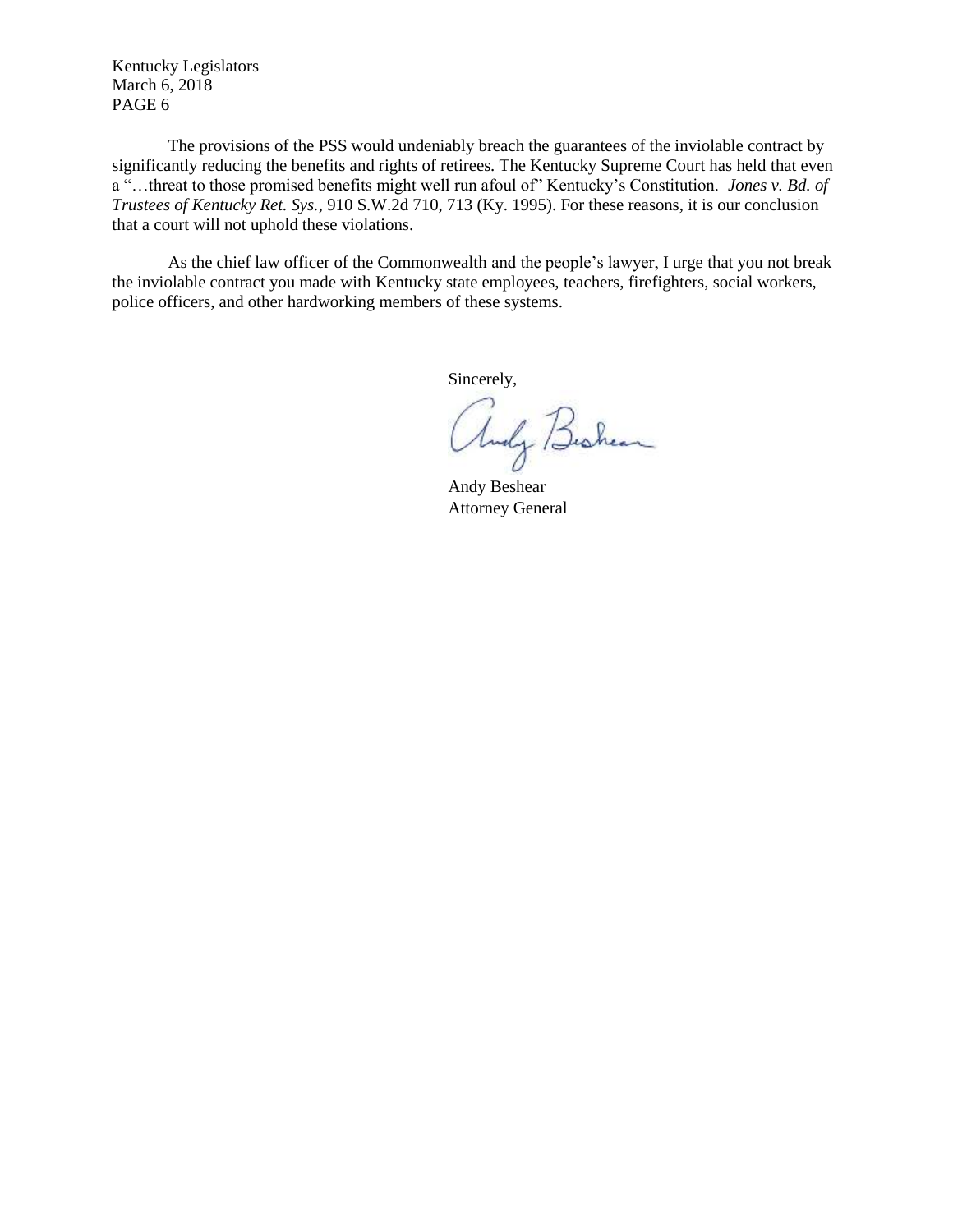The provisions of the PSS would undeniably breach the guarantees of the inviolable contract by significantly reducing the benefits and rights of retirees. The Kentucky Supreme Court has held that even a "…threat to those promised benefits might well run afoul of" Kentucky's Constitution. *Jones v. Bd. of Trustees of Kentucky Ret. Sys.*, 910 S.W.2d 710, 713 (Ky. 1995). For these reasons, it is our conclusion that a court will not uphold these violations.

As the chief law officer of the Commonwealth and the people's lawyer, I urge that you not break the inviolable contract you made with Kentucky state employees, teachers, firefighters, social workers, police officers, and other hardworking members of these systems.

Sincerely,

Andy Beshear
Attorney General